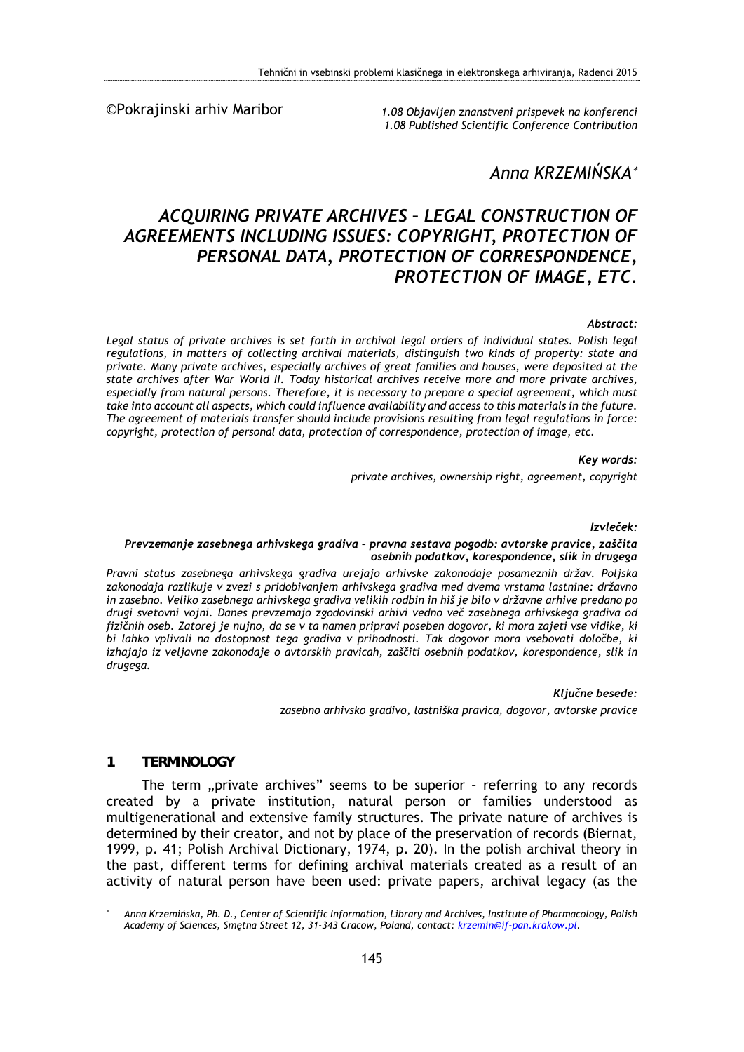©Pokrajinski arhiv Maribor

*1.08 Objavljen znanstveni prispevek na konferenci*
*1.08 Published Scientific Conference Contribution*

*Anna KRZEMIŃSKA*[*]

# *ACQUIRING PRIVATE ARCHIVES – LEGAL CONSTRUCTION OF AGREEMENTS INCLUDING ISSUES: COPYRIGHT, PROTECTION OF PERSONAL DATA, PROTECTION OF CORRESPONDENCE, PROTECTION OF IMAGE, ETC.*

***Abstract:***

*Legal status of private archives is set forth in archival legal orders of individual states. Polish legal regulations, in matters of collecting archival materials, distinguish two kinds of property: state and private. Many private archives, especially archives of great families and houses, were deposited at the state archives after War World II. Today historical archives receive more and more private archives, especially from natural persons. Therefore, it is necessary to prepare a special agreement, which must take into account all aspects, which could influence availability and access to this materials in the future. The agreement of materials transfer should include provisions resulting from legal regulations in force: copyright, protection of personal data, protection of correspondence, protection of image, etc.*

***Key words:***

*private archives, ownership right, agreement, copyright*

***Izvleček:***

***Prevzemanje zasebnega arhivskega gradiva – pravna sestava pogodb: avtorske pravice, zaščita osebnih podatkov, korespondence, slik in drugega***

*Pravni status zasebnega arhivskega gradiva urejajo arhivske zakonodaje posameznih držav. Poljska zakonodaja razlikuje v zvezi s pridobivanjem arhivskega gradiva med dvema vrstama lastnine: državno in zasebno. Veliko zasebnega arhivskega gradiva velikih rodbin in hiš je bilo v državne arhive predano po drugi svetovni vojni. Danes prevzemajo zgodovinski arhivi vedno več zasebnega arhivskega gradiva od fizičnih oseb. Zatorej je nujno, da se v ta namen pripravi poseben dogovor, ki mora zajeti vse vidike, ki bi lahko vplivali na dostopnost tega gradiva v prihodnosti. Tak dogovor mora vsebovati določbe, ki izhajajo iz veljavne zakonodaje o avtorskih pravicah, zaščiti osebnih podatkov, korespondence, slik in drugega.*

***Ključne besede:***

*zasebno arhivsko gradivo, lastniška pravica, dogovor, avtorske pravice*

## 1 TERMINOLOGY

The term „private archives" seems to be superior – referring to any records created by a private institution, natural person or families understood as multigenerational and extensive family structures. The private nature of archives is determined by their creator, and not by place of the preservation of records (Biernat, 1999, p. 41; Polish Archival Dictionary, 1974, p. 20). In the polish archival theory in the past, different terms for defining archival materials created as a result of an activity of natural person have been used: private papers, archival legacy (as the

---

[*] *Anna Krzemińska, Ph. D., Center of Scientific Information, Library and Archives, Institute of Pharmacology, Polish Academy of Sciences, Smętna Street 12, 31-343 Cracow, Poland, contact: krzemin@if-pan.krakow.pl.*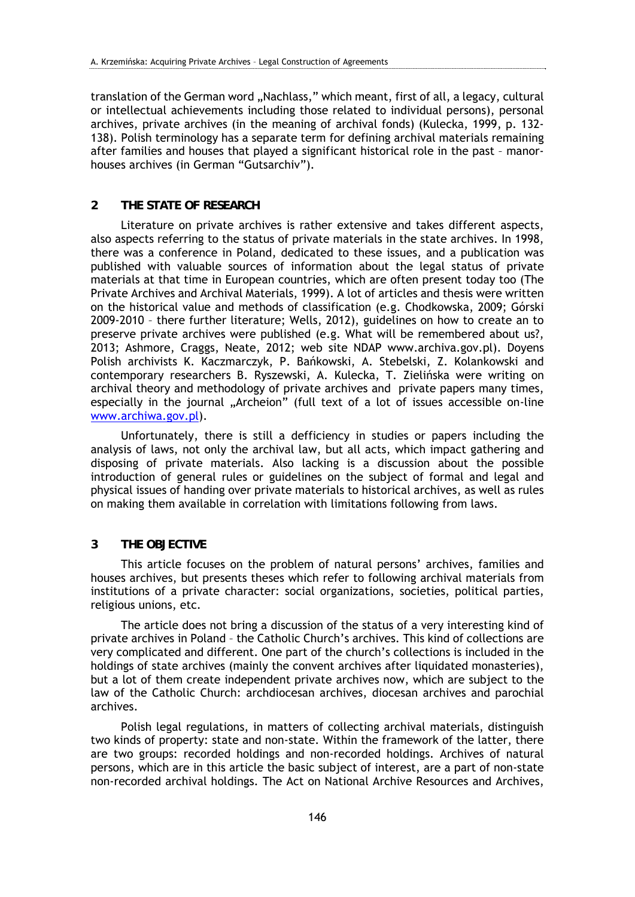translation of the German word „Nachlass," which meant, first of all, a legacy, cultural or intellectual achievements including those related to individual persons), personal archives, private archives (in the meaning of archival fonds) (Kulecka, 1999, p. 132-138). Polish terminology has a separate term for defining archival materials remaining after families and houses that played a significant historical role in the past – manor-houses archives (in German "Gutsarchiv").

## 2 THE STATE OF RESEARCH

Literature on private archives is rather extensive and takes different aspects, also aspects referring to the status of private materials in the state archives. In 1998, there was a conference in Poland, dedicated to these issues, and a publication was published with valuable sources of information about the legal status of private materials at that time in European countries, which are often present today too (The Private Archives and Archival Materials, 1999). A lot of articles and thesis were written on the historical value and methods of classification (e.g. Chodkowska, 2009; Górski 2009-2010 – there further literature; Wells, 2012), guidelines on how to create an to preserve private archives were published (e.g. What will be remembered about us?, 2013; Ashmore, Craggs, Neate, 2012; web site NDAP www.archiva.gov.pl). Doyens Polish archivists K. Kaczmarczyk, P. Bańkowski, A. Stebelski, Z. Kolankowski and contemporary researchers B. Ryszewski, A. Kulecka, T. Zielińska were writing on archival theory and methodology of private archives and private papers many times, especially in the journal „Archeion" (full text of a lot of issues accessible on-line www.archiwa.gov.pl).

Unfortunately, there is still a defficiency in studies or papers including the analysis of laws, not only the archival law, but all acts, which impact gathering and disposing of private materials. Also lacking is a discussion about the possible introduction of general rules or guidelines on the subject of formal and legal and physical issues of handing over private materials to historical archives, as well as rules on making them available in correlation with limitations following from laws.

## 3 THE OBJECTIVE

This article focuses on the problem of natural persons' archives, families and houses archives, but presents theses which refer to following archival materials from institutions of a private character: social organizations, societies, political parties, religious unions, etc.

The article does not bring a discussion of the status of a very interesting kind of private archives in Poland – the Catholic Church's archives. This kind of collections are very complicated and different. One part of the church's collections is included in the holdings of state archives (mainly the convent archives after liquidated monasteries), but a lot of them create independent private archives now, which are subject to the law of the Catholic Church: archdiocesan archives, diocesan archives and parochial archives.

Polish legal regulations, in matters of collecting archival materials, distinguish two kinds of property: state and non-state. Within the framework of the latter, there are two groups: recorded holdings and non-recorded holdings. Archives of natural persons, which are in this article the basic subject of interest, are a part of non-state non-recorded archival holdings. The Act on National Archive Resources and Archives,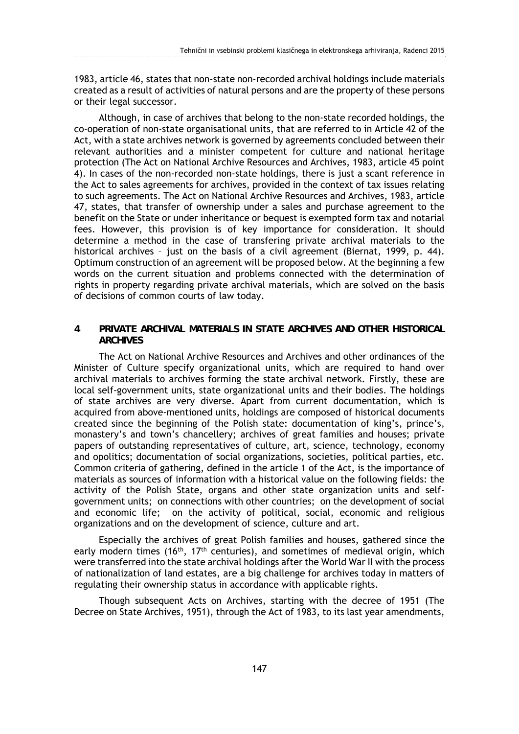1983, article 46, states that non-state non-recorded archival holdings include materials created as a result of activities of natural persons and are the property of these persons or their legal successor.

Although, in case of archives that belong to the non-state recorded holdings, the co-operation of non-state organisational units, that are referred to in Article 42 of the Act, with a state archives network is governed by agreements concluded between their relevant authorities and a minister competent for culture and national heritage protection (The Act on National Archive Resources and Archives, 1983, article 45 point 4). In cases of the non-recorded non-state holdings, there is just a scant reference in the Act to sales agreements for archives, provided in the context of tax issues relating to such agreements. The Act on National Archive Resources and Archives, 1983, article 47, states, that transfer of ownership under a sales and purchase agreement to the benefit on the State or under inheritance or bequest is exempted form tax and notarial fees. However, this provision is of key importance for consideration. It should determine a method in the case of transfering private archival materials to the historical archives – just on the basis of a civil agreement (Biernat, 1999, p. 44). Optimum construction of an agreement will be proposed below. At the beginning a few words on the current situation and problems connected with the determination of rights in property regarding private archival materials, which are solved on the basis of decisions of common courts of law today.

## 4 PRIVATE ARCHIVAL MATERIALS IN STATE ARCHIVES AND OTHER HISTORICAL ARCHIVES

The Act on National Archive Resources and Archives and other ordinances of the Minister of Culture specify organizational units, which are required to hand over archival materials to archives forming the state archival network. Firstly, these are local self-government units, state organizational units and their bodies. The holdings of state archives are very diverse. Apart from current documentation, which is acquired from above-mentioned units, holdings are composed of historical documents created since the beginning of the Polish state: documentation of king's, prince's, monastery's and town's chancellery; archives of great families and houses; private papers of outstanding representatives of culture, art, science, technology, economy and opolitics; documentation of social organizations, societies, political parties, etc. Common criteria of gathering, defined in the article 1 of the Act, is the importance of materials as sources of information with a historical value on the following fields: the activity of the Polish State, organs and other state organization units and self-government units; on connections with other countries; on the development of social and economic life; on the activity of political, social, economic and religious organizations and on the development of science, culture and art.

Especially the archives of great Polish families and houses, gathered since the early modern times (16th, 17th centuries), and sometimes of medieval origin, which were transferred into the state archival holdings after the World War II with the process of nationalization of land estates, are a big challenge for archives today in matters of regulating their ownership status in accordance with applicable rights.

Though subsequent Acts on Archives, starting with the decree of 1951 (The Decree on State Archives, 1951), through the Act of 1983, to its last year amendments,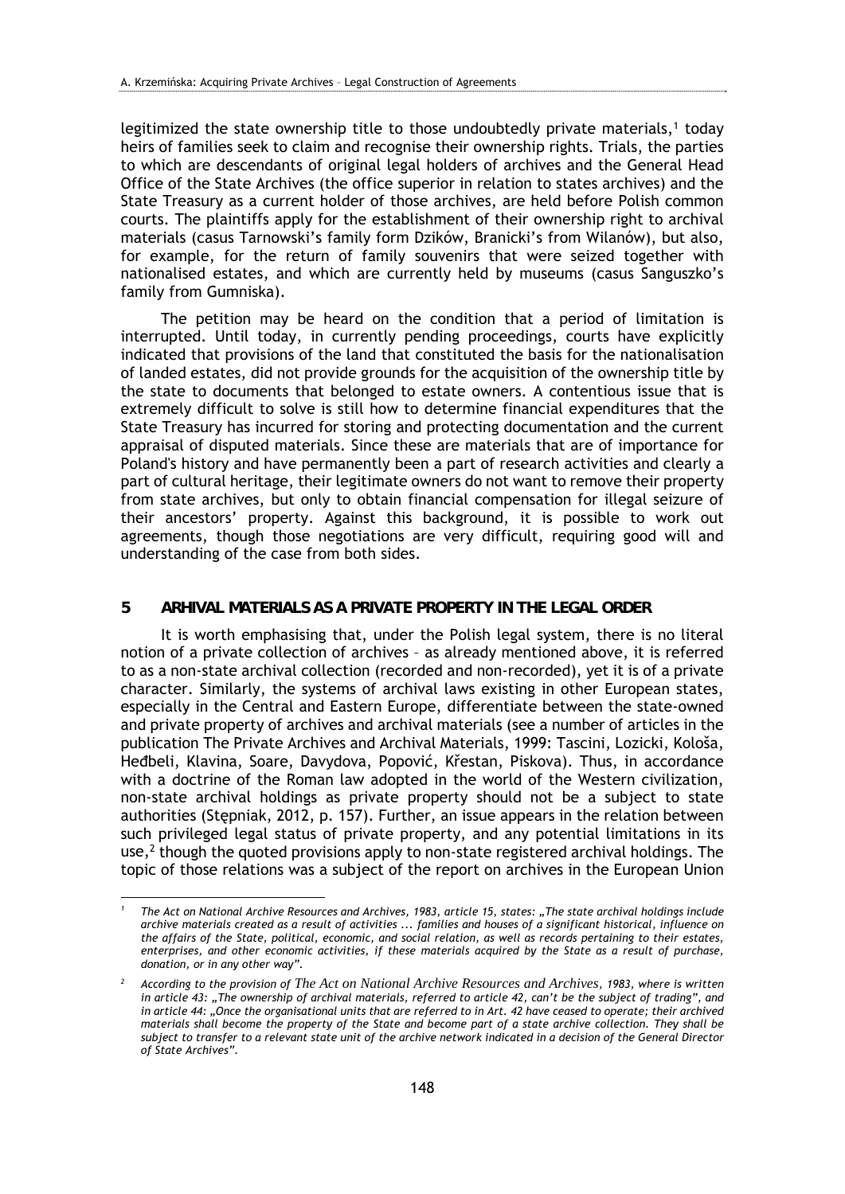legitimized the state ownership title to those undoubtedly private materials,[1] today heirs of families seek to claim and recognise their ownership rights. Trials, the parties to which are descendants of original legal holders of archives and the General Head Office of the State Archives (the office superior in relation to states archives) and the State Treasury as a current holder of those archives, are held before Polish common courts. The plaintiffs apply for the establishment of their ownership right to archival materials (casus Tarnowski's family form Dzików, Branicki's from Wilanów), but also, for example, for the return of family souvenirs that were seized together with nationalised estates, and which are currently held by museums (casus Sanguszko's family from Gumniska).

The petition may be heard on the condition that a period of limitation is interrupted. Until today, in currently pending proceedings, courts have explicitly indicated that provisions of the land that constituted the basis for the nationalisation of landed estates, did not provide grounds for the acquisition of the ownership title by the state to documents that belonged to estate owners. A contentious issue that is extremely difficult to solve is still how to determine financial expenditures that the State Treasury has incurred for storing and protecting documentation and the current appraisal of disputed materials. Since these are materials that are of importance for Poland's history and have permanently been a part of research activities and clearly a part of cultural heritage, their legitimate owners do not want to remove their property from state archives, but only to obtain financial compensation for illegal seizure of their ancestors' property. Against this background, it is possible to work out agreements, though those negotiations are very difficult, requiring good will and understanding of the case from both sides.

## 5 ARHIVAL MATERIALS AS A PRIVATE PROPERTY IN THE LEGAL ORDER

It is worth emphasising that, under the Polish legal system, there is no literal notion of a private collection of archives – as already mentioned above, it is referred to as a non-state archival collection (recorded and non-recorded), yet it is of a private character. Similarly, the systems of archival laws existing in other European states, especially in the Central and Eastern Europe, differentiate between the state-owned and private property of archives and archival materials (see a number of articles in the publication The Private Archives and Archival Materials, 1999: Tascini, Lozicki, Kološa, Heđbeli, Klavina, Soare, Davydova, Popović, Křestan, Piskova). Thus, in accordance with a doctrine of the Roman law adopted in the world of the Western civilization, non-state archival holdings as private property should not be a subject to state authorities (Stępniak, 2012, p. 157). Further, an issue appears in the relation between such privileged legal status of private property, and any potential limitations in its use,[2] though the quoted provisions apply to non-state registered archival holdings. The topic of those relations was a subject of the report on archives in the European Union

---

[1] *The Act on National Archive Resources and Archives, 1983, article 15, states: „The state archival holdings include archive materials created as a result of activities ... families and houses of a significant historical, influence on the affairs of the State, political, economic, and social relation, as well as records pertaining to their estates, enterprises, and other economic activities, if these materials acquired by the State as a result of purchase, donation, or in any other way".*

[2] *According to the provision of The Act on National Archive Resources and Archives, 1983, where is written in article 43: „The ownership of archival materials, referred to article 42, can't be the subject of trading", and in article 44: „Once the organisational units that are referred to in Art. 42 have ceased to operate; their archived materials shall become the property of the State and become part of a state archive collection. They shall be subject to transfer to a relevant state unit of the archive network indicated in a decision of the General Director of State Archives".*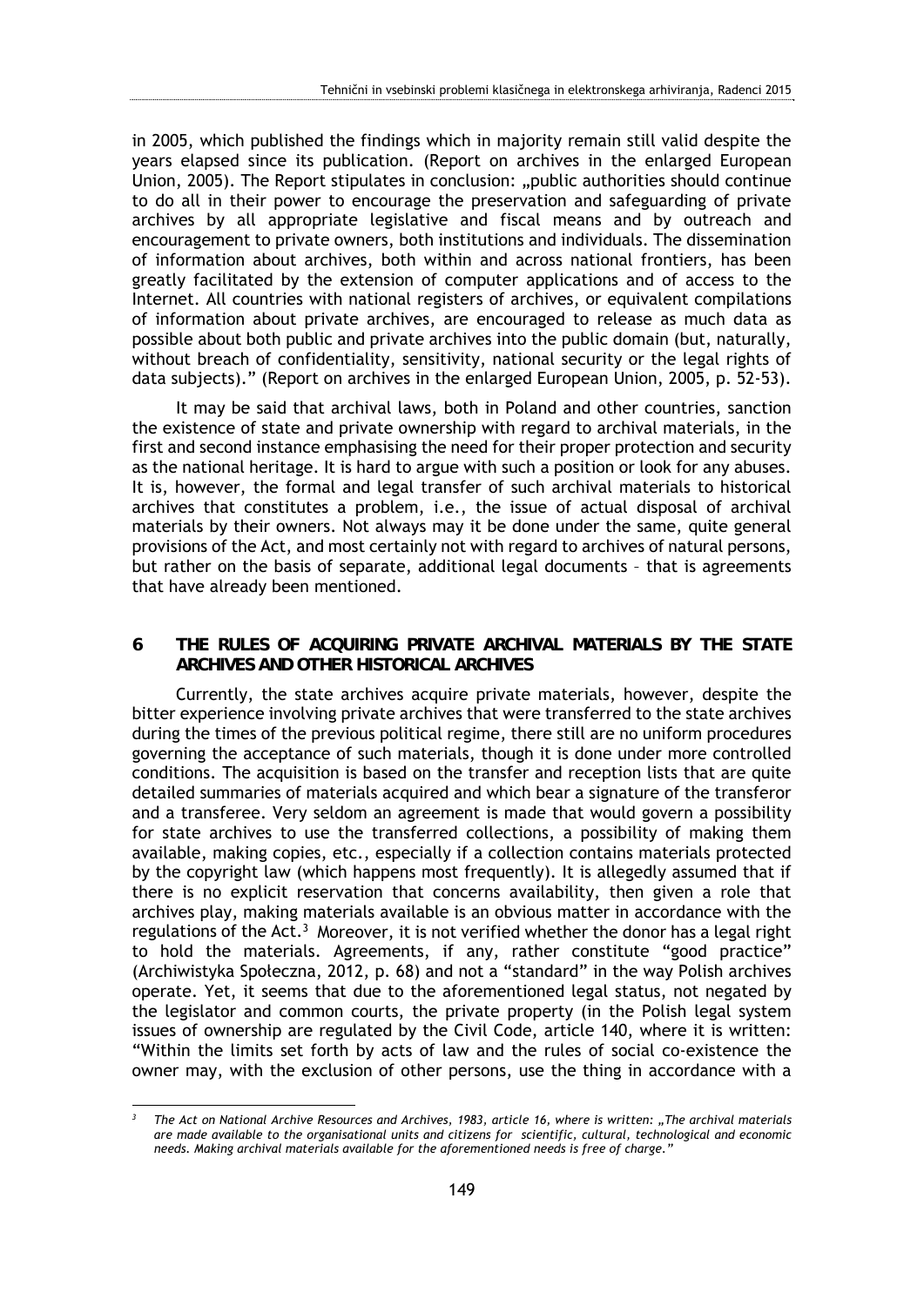in 2005, which published the findings which in majority remain still valid despite the years elapsed since its publication. (Report on archives in the enlarged European Union, 2005). The Report stipulates in conclusion: „public authorities should continue to do all in their power to encourage the preservation and safeguarding of private archives by all appropriate legislative and fiscal means and by outreach and encouragement to private owners, both institutions and individuals. The dissemination of information about archives, both within and across national frontiers, has been greatly facilitated by the extension of computer applications and of access to the Internet. All countries with national registers of archives, or equivalent compilations of information about private archives, are encouraged to release as much data as possible about both public and private archives into the public domain (but, naturally, without breach of confidentiality, sensitivity, national security or the legal rights of data subjects)." (Report on archives in the enlarged European Union, 2005, p. 52-53).

It may be said that archival laws, both in Poland and other countries, sanction the existence of state and private ownership with regard to archival materials, in the first and second instance emphasising the need for their proper protection and security as the national heritage. It is hard to argue with such a position or look for any abuses. It is, however, the formal and legal transfer of such archival materials to historical archives that constitutes a problem, i.e., the issue of actual disposal of archival materials by their owners. Not always may it be done under the same, quite general provisions of the Act, and most certainly not with regard to archives of natural persons, but rather on the basis of separate, additional legal documents – that is agreements that have already been mentioned.

## 6 THE RULES OF ACQUIRING PRIVATE ARCHIVAL MATERIALS BY THE STATE ARCHIVES AND OTHER HISTORICAL ARCHIVES

Currently, the state archives acquire private materials, however, despite the bitter experience involving private archives that were transferred to the state archives during the times of the previous political regime, there still are no uniform procedures governing the acceptance of such materials, though it is done under more controlled conditions. The acquisition is based on the transfer and reception lists that are quite detailed summaries of materials acquired and which bear a signature of the transferor and a transferee. Very seldom an agreement is made that would govern a possibility for state archives to use the transferred collections, a possibility of making them available, making copies, etc., especially if a collection contains materials protected by the copyright law (which happens most frequently). It is allegedly assumed that if there is no explicit reservation that concerns availability, then given a role that archives play, making materials available is an obvious matter in accordance with the regulations of the Act.[3] Moreover, it is not verified whether the donor has a legal right to hold the materials. Agreements, if any, rather constitute "good practice" (Archiwistyka Społeczna, 2012, p. 68) and not a "standard" in the way Polish archives operate. Yet, it seems that due to the aforementioned legal status, not negated by the legislator and common courts, the private property (in the Polish legal system issues of ownership are regulated by the Civil Code, article 140, where it is written: "Within the limits set forth by acts of law and the rules of social co-existence the owner may, with the exclusion of other persons, use the thing in accordance with a

---

[3] *The Act on National Archive Resources and Archives, 1983, article 16, where is written: „The archival materials are made available to the organisational units and citizens for scientific, cultural, technological and economic needs. Making archival materials available for the aforementioned needs is free of charge."*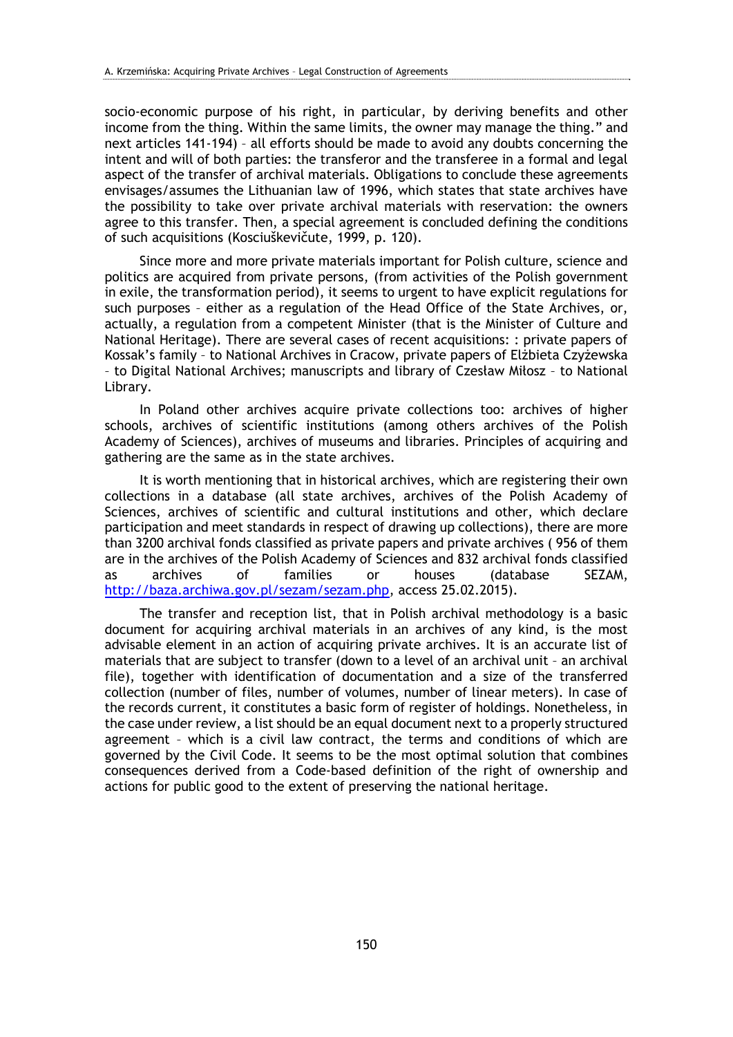socio-economic purpose of his right, in particular, by deriving benefits and other income from the thing. Within the same limits, the owner may manage the thing." and next articles 141-194) – all efforts should be made to avoid any doubts concerning the intent and will of both parties: the transferor and the transferee in a formal and legal aspect of the transfer of archival materials. Obligations to conclude these agreements envisages/assumes the Lithuanian law of 1996, which states that state archives have the possibility to take over private archival materials with reservation: the owners agree to this transfer. Then, a special agreement is concluded defining the conditions of such acquisitions (Kosciuškevičute, 1999, p. 120).

Since more and more private materials important for Polish culture, science and politics are acquired from private persons, (from activities of the Polish government in exile, the transformation period), it seems to urgent to have explicit regulations for such purposes – either as a regulation of the Head Office of the State Archives, or, actually, a regulation from a competent Minister (that is the Minister of Culture and National Heritage). There are several cases of recent acquisitions: : private papers of Kossak's family – to National Archives in Cracow, private papers of Elżbieta Czyżewska – to Digital National Archives; manuscripts and library of Czesław Miłosz – to National Library.

In Poland other archives acquire private collections too: archives of higher schools, archives of scientific institutions (among others archives of the Polish Academy of Sciences), archives of museums and libraries. Principles of acquiring and gathering are the same as in the state archives.

It is worth mentioning that in historical archives, which are registering their own collections in a database (all state archives, archives of the Polish Academy of Sciences, archives of scientific and cultural institutions and other, which declare participation and meet standards in respect of drawing up collections), there are more than 3200 archival fonds classified as private papers and private archives ( 956 of them are in the archives of the Polish Academy of Sciences and 832 archival fonds classified as archives of families or houses (database SEZAM, http://baza.archiwa.gov.pl/sezam/sezam.php, access 25.02.2015).

The transfer and reception list, that in Polish archival methodology is a basic document for acquiring archival materials in an archives of any kind, is the most advisable element in an action of acquiring private archives. It is an accurate list of materials that are subject to transfer (down to a level of an archival unit – an archival file), together with identification of documentation and a size of the transferred collection (number of files, number of volumes, number of linear meters). In case of the records current, it constitutes a basic form of register of holdings. Nonetheless, in the case under review, a list should be an equal document next to a properly structured agreement – which is a civil law contract, the terms and conditions of which are governed by the Civil Code. It seems to be the most optimal solution that combines consequences derived from a Code-based definition of the right of ownership and actions for public good to the extent of preserving the national heritage.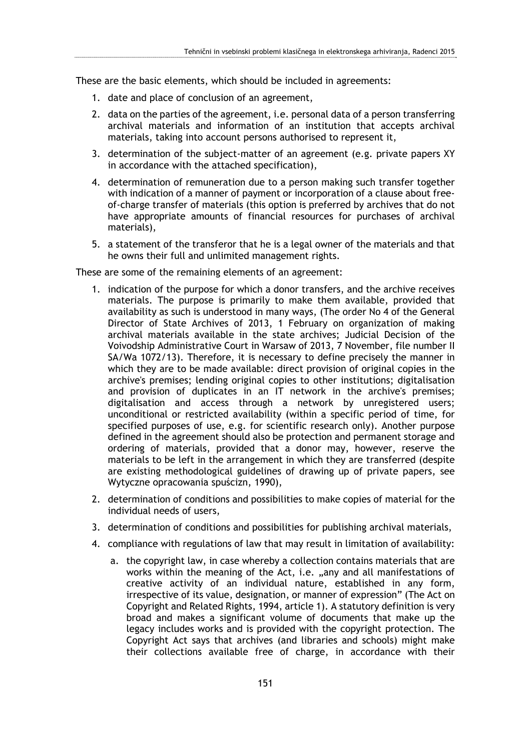These are the basic elements, which should be included in agreements:

1. date and place of conclusion of an agreement,
2. data on the parties of the agreement, i.e. personal data of a person transferring archival materials and information of an institution that accepts archival materials, taking into account persons authorised to represent it,
3. determination of the subject-matter of an agreement (e.g. private papers XY in accordance with the attached specification),
4. determination of remuneration due to a person making such transfer together with indication of a manner of payment or incorporation of a clause about free-of-charge transfer of materials (this option is preferred by archives that do not have appropriate amounts of financial resources for purchases of archival materials),
5. a statement of the transferor that he is a legal owner of the materials and that he owns their full and unlimited management rights.

These are some of the remaining elements of an agreement:

1. indication of the purpose for which a donor transfers, and the archive receives materials. The purpose is primarily to make them available, provided that availability as such is understood in many ways, (The order No 4 of the General Director of State Archives of 2013, 1 February on organization of making archival materials available in the state archives; Judicial Decision of the Voivodship Administrative Court in Warsaw of 2013, 7 November, file number II SA/Wa 1072/13). Therefore, it is necessary to define precisely the manner in which they are to be made available: direct provision of original copies in the archive's premises; lending original copies to other institutions; digitalisation and provision of duplicates in an IT network in the archive's premises; digitalisation and access through a network by unregistered users; unconditional or restricted availability (within a specific period of time, for specified purposes of use, e.g. for scientific research only). Another purpose defined in the agreement should also be protection and permanent storage and ordering of materials, provided that a donor may, however, reserve the materials to be left in the arrangement in which they are transferred (despite are existing methodological guidelines of drawing up of private papers, see Wytyczne opracowania spuścizn, 1990),
2. determination of conditions and possibilities to make copies of material for the individual needs of users,
3. determination of conditions and possibilities for publishing archival materials,
4. compliance with regulations of law that may result in limitation of availability:
   a. the copyright law, in case whereby a collection contains materials that are works within the meaning of the Act, i.e. „any and all manifestations of creative activity of an individual nature, established in any form, irrespective of its value, designation, or manner of expression" (The Act on Copyright and Related Rights, 1994, article 1). A statutory definition is very broad and makes a significant volume of documents that make up the legacy includes works and is provided with the copyright protection. The Copyright Act says that archives (and libraries and schools) might make their collections available free of charge, in accordance with their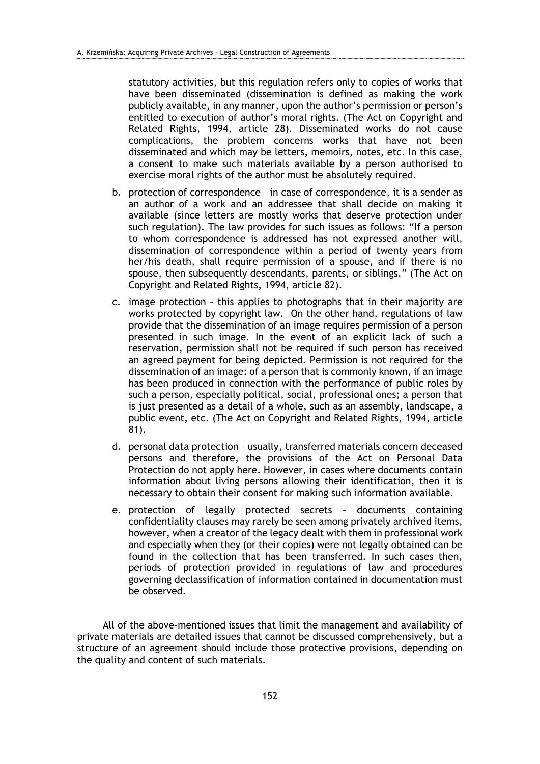statutory activities, but this regulation refers only to copies of works that have been disseminated (dissemination is defined as making the work publicly available, in any manner, upon the author's permission or person's entitled to execution of author's moral rights. (The Act on Copyright and Related Rights, 1994, article 28). Disseminated works do not cause complications, the problem concerns works that have not been disseminated and which may be letters, memoirs, notes, etc. In this case, a consent to make such materials available by a person authorised to exercise moral rights of the author must be absolutely required.

b. protection of correspondence – in case of correspondence, it is a sender as an author of a work and an addressee that shall decide on making it available (since letters are mostly works that deserve protection under such regulation). The law provides for such issues as follows: "If a person to whom correspondence is addressed has not expressed another will, dissemination of correspondence within a period of twenty years from her/his death, shall require permission of a spouse, and if there is no spouse, then subsequently descendants, parents, or siblings." (The Act on Copyright and Related Rights, 1994, article 82).

c. image protection – this applies to photographs that in their majority are works protected by copyright law. On the other hand, regulations of law provide that the dissemination of an image requires permission of a person presented in such image. In the event of an explicit lack of such a reservation, permission shall not be required if such person has received an agreed payment for being depicted. Permission is not required for the dissemination of an image: of a person that is commonly known, if an image has been produced in connection with the performance of public roles by such a person, especially political, social, professional ones; a person that is just presented as a detail of a whole, such as an assembly, landscape, a public event, etc. (The Act on Copyright and Related Rights, 1994, article 81).

d. personal data protection – usually, transferred materials concern deceased persons and therefore, the provisions of the Act on Personal Data Protection do not apply here. However, in cases where documents contain information about living persons allowing their identification, then it is necessary to obtain their consent for making such information available.

e. protection of legally protected secrets – documents containing confidentiality clauses may rarely be seen among privately archived items, however, when a creator of the legacy dealt with them in professional work and especially when they (or their copies) were not legally obtained can be found in the collection that has been transferred. In such cases then, periods of protection provided in regulations of law and procedures governing declassification of information contained in documentation must be observed.

All of the above-mentioned issues that limit the management and availability of private materials are detailed issues that cannot be discussed comprehensively, but a structure of an agreement should include those protective provisions, depending on the quality and content of such materials.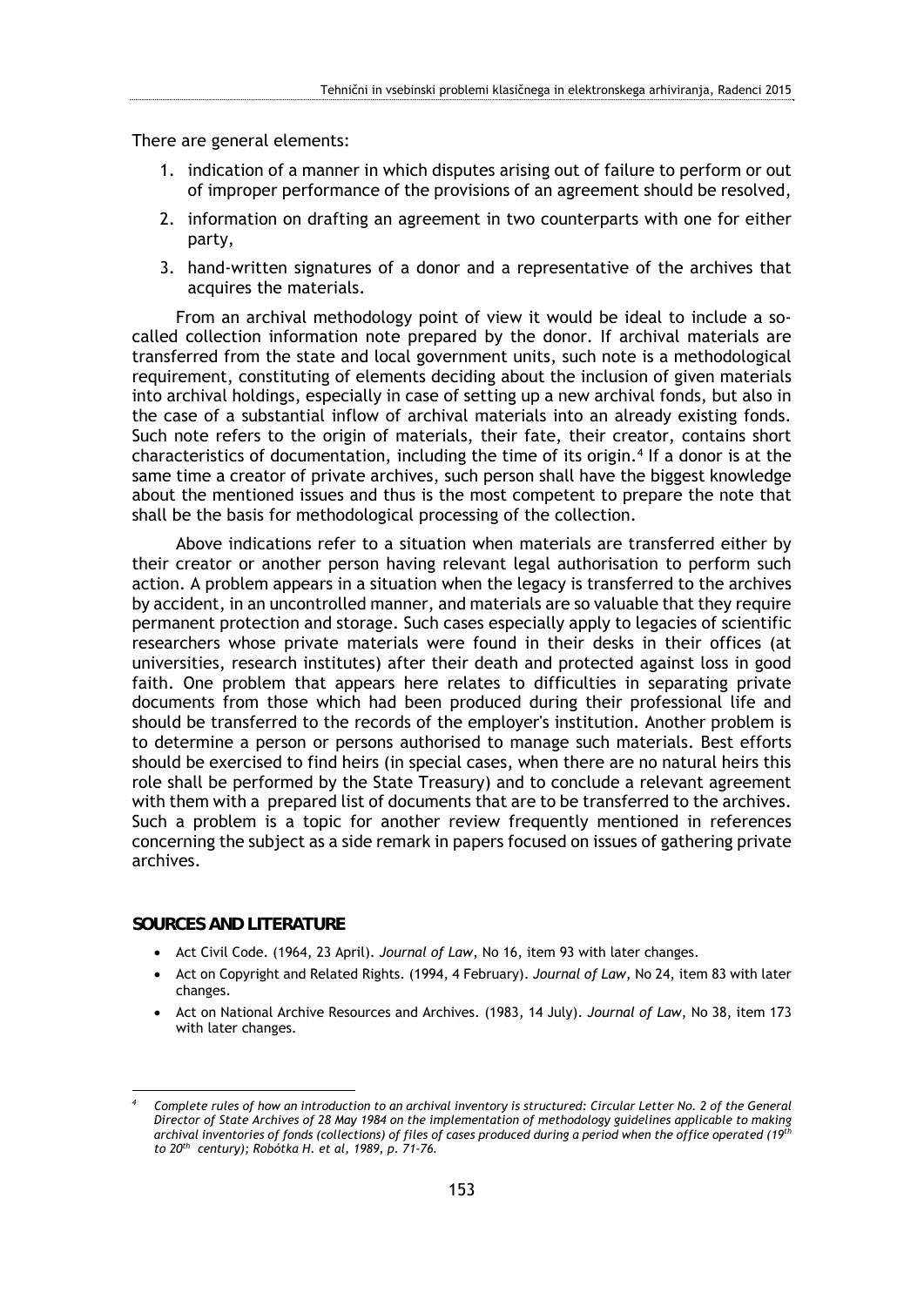There are general elements:

1. indication of a manner in which disputes arising out of failure to perform or out of improper performance of the provisions of an agreement should be resolved,
2. information on drafting an agreement in two counterparts with one for either party,
3. hand-written signatures of a donor and a representative of the archives that acquires the materials.

From an archival methodology point of view it would be ideal to include a so-called collection information note prepared by the donor. If archival materials are transferred from the state and local government units, such note is a methodological requirement, constituting of elements deciding about the inclusion of given materials into archival holdings, especially in case of setting up a new archival fonds, but also in the case of a substantial inflow of archival materials into an already existing fonds. Such note refers to the origin of materials, their fate, their creator, contains short characteristics of documentation, including the time of its origin.[4] If a donor is at the same time a creator of private archives, such person shall have the biggest knowledge about the mentioned issues and thus is the most competent to prepare the note that shall be the basis for methodological processing of the collection.

Above indications refer to a situation when materials are transferred either by their creator or another person having relevant legal authorisation to perform such action. A problem appears in a situation when the legacy is transferred to the archives by accident, in an uncontrolled manner, and materials are so valuable that they require permanent protection and storage. Such cases especially apply to legacies of scientific researchers whose private materials were found in their desks in their offices (at universities, research institutes) after their death and protected against loss in good faith. One problem that appears here relates to difficulties in separating private documents from those which had been produced during their professional life and should be transferred to the records of the employer's institution. Another problem is to determine a person or persons authorised to manage such materials. Best efforts should be exercised to find heirs (in special cases, when there are no natural heirs this role shall be performed by the State Treasury) and to conclude a relevant agreement with them with a prepared list of documents that are to be transferred to the archives. Such a problem is a topic for another review frequently mentioned in references concerning the subject as a side remark in papers focused on issues of gathering private archives.

## SOURCES AND LITERATURE

- Act Civil Code. (1964, 23 April). *Journal of Law*, No 16, item 93 with later changes.
- Act on Copyright and Related Rights. (1994, 4 February). *Journal of Law*, No 24, item 83 with later changes.
- Act on National Archive Resources and Archives. (1983, 14 July). *Journal of Law*, No 38, item 173 with later changes.

---

[4] *Complete rules of how an introduction to an archival inventory is structured: Circular Letter No. 2 of the General Director of State Archives of 28 May 1984 on the implementation of methodology guidelines applicable to making archival inventories of fonds (collections) of files of cases produced during a period when the office operated (19th to 20th century); Robótka H. et al, 1989, p. 71-76.*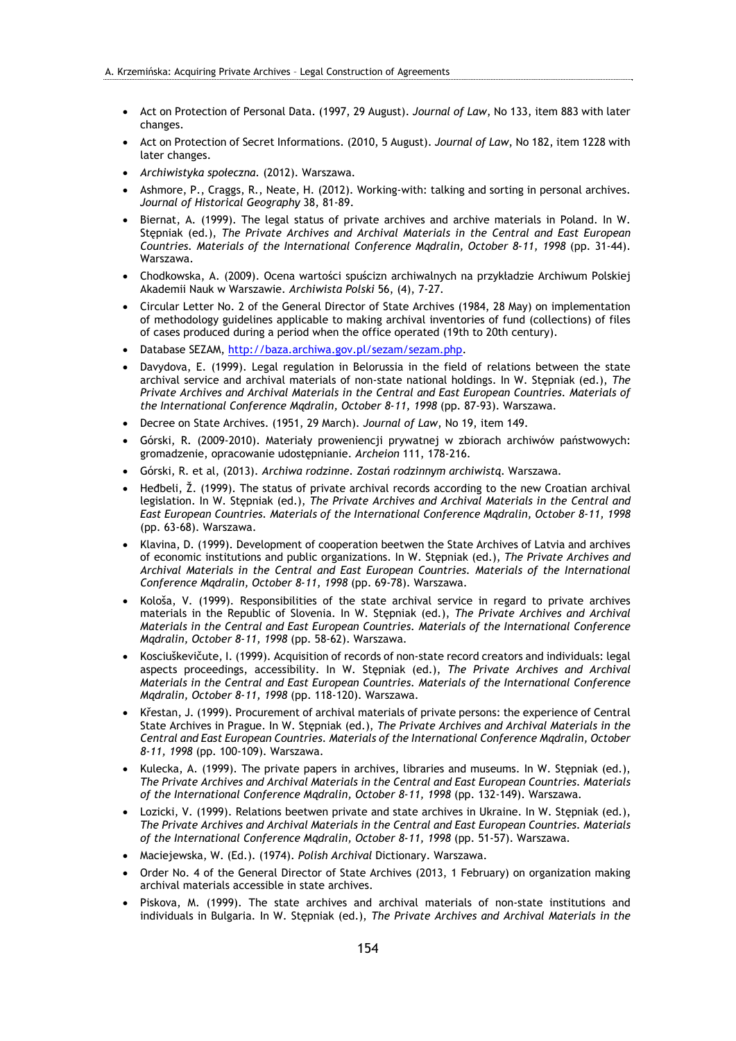- Act on Protection of Personal Data. (1997, 29 August). *Journal of Law*, No 133, item 883 with later changes.
- Act on Protection of Secret Informations. (2010, 5 August). *Journal of Law*, No 182, item 1228 with later changes.
- *Archiwistyka społeczna*. (2012). Warszawa.
- Ashmore, P., Craggs, R., Neate, H. (2012). Working-with: talking and sorting in personal archives. *Journal of Historical Geography* 38, 81-89.
- Biernat, A. (1999). The legal status of private archives and archive materials in Poland. In W. Stępniak (ed.), *The Private Archives and Archival Materials in the Central and East European Countries. Materials of the International Conference Mądralin, October 8-11, 1998* (pp. 31-44). Warszawa.
- Chodkowska, A. (2009). Ocena wartości spuścizn archiwalnych na przykładzie Archiwum Polskiej Akademii Nauk w Warszawie. *Archiwista Polski* 56, (4), 7-27.
- Circular Letter No. 2 of the General Director of State Archives (1984, 28 May) on implementation of methodology guidelines applicable to making archival inventories of fund (collections) of files of cases produced during a period when the office operated (19th to 20th century).
- Database SEZAM, http://baza.archiwa.gov.pl/sezam/sezam.php.
- Davydova, E. (1999). Legal regulation in Belorussia in the field of relations between the state archival service and archival materials of non-state national holdings. In W. Stępniak (ed.), *The Private Archives and Archival Materials in the Central and East European Countries. Materials of the International Conference Mądralin, October 8-11, 1998* (pp. 87-93). Warszawa.
- Decree on State Archives. (1951, 29 March). *Journal of Law*, No 19, item 149.
- Górski, R. (2009-2010). Materiały proweniencji prywatnej w zbiorach archiwów państwowych: gromadzenie, opracowanie udostępnianie. *Archeion* 111, 178-216.
- Górski, R. et al, (2013). *Archiwa rodzinne. Zostań rodzinnym archiwistą*. Warszawa.
- Heđbeli, Ž. (1999). The status of private archival records according to the new Croatian archival legislation. In W. Stępniak (ed.), *The Private Archives and Archival Materials in the Central and East European Countries. Materials of the International Conference Mądralin, October 8-11, 1998* (pp. 63-68). Warszawa.
- Klavina, D. (1999). Development of cooperation beetwen the State Archives of Latvia and archives of economic institutions and public organizations. In W. Stępniak (ed.), *The Private Archives and Archival Materials in the Central and East European Countries. Materials of the International Conference Mądralin, October 8-11, 1998* (pp. 69-78). Warszawa.
- Kološa, V. (1999). Responsibilities of the state archival service in regard to private archives materials in the Republic of Slovenia. In W. Stępniak (ed.), *The Private Archives and Archival Materials in the Central and East European Countries. Materials of the International Conference Mądralin, October 8-11, 1998* (pp. 58-62). Warszawa.
- Kosciuškevičute, I. (1999). Acquisition of records of non-state record creators and individuals: legal aspects proceedings, accessibility. In W. Stępniak (ed.), *The Private Archives and Archival Materials in the Central and East European Countries. Materials of the International Conference Mądralin, October 8-11, 1998* (pp. 118-120). Warszawa.
- Křestan, J. (1999). Procurement of archival materials of private persons: the experience of Central State Archives in Prague. In W. Stępniak (ed.), *The Private Archives and Archival Materials in the Central and East European Countries. Materials of the International Conference Mądralin, October 8-11, 1998* (pp. 100-109). Warszawa.
- Kulecka, A. (1999). The private papers in archives, libraries and museums. In W. Stępniak (ed.), *The Private Archives and Archival Materials in the Central and East European Countries. Materials of the International Conference Mądralin, October 8-11, 1998* (pp. 132-149). Warszawa.
- Lozicki, V. (1999). Relations beetwen private and state archives in Ukraine. In W. Stępniak (ed.), *The Private Archives and Archival Materials in the Central and East European Countries. Materials of the International Conference Mądralin, October 8-11, 1998* (pp. 51-57). Warszawa.
- Maciejewska, W. (Ed.). (1974). *Polish Archival* Dictionary. Warszawa.
- Order No. 4 of the General Director of State Archives (2013, 1 February) on organization making archival materials accessible in state archives.
- Piskova, M. (1999). The state archives and archival materials of non-state institutions and individuals in Bulgaria. In W. Stępniak (ed.), *The Private Archives and Archival Materials in the*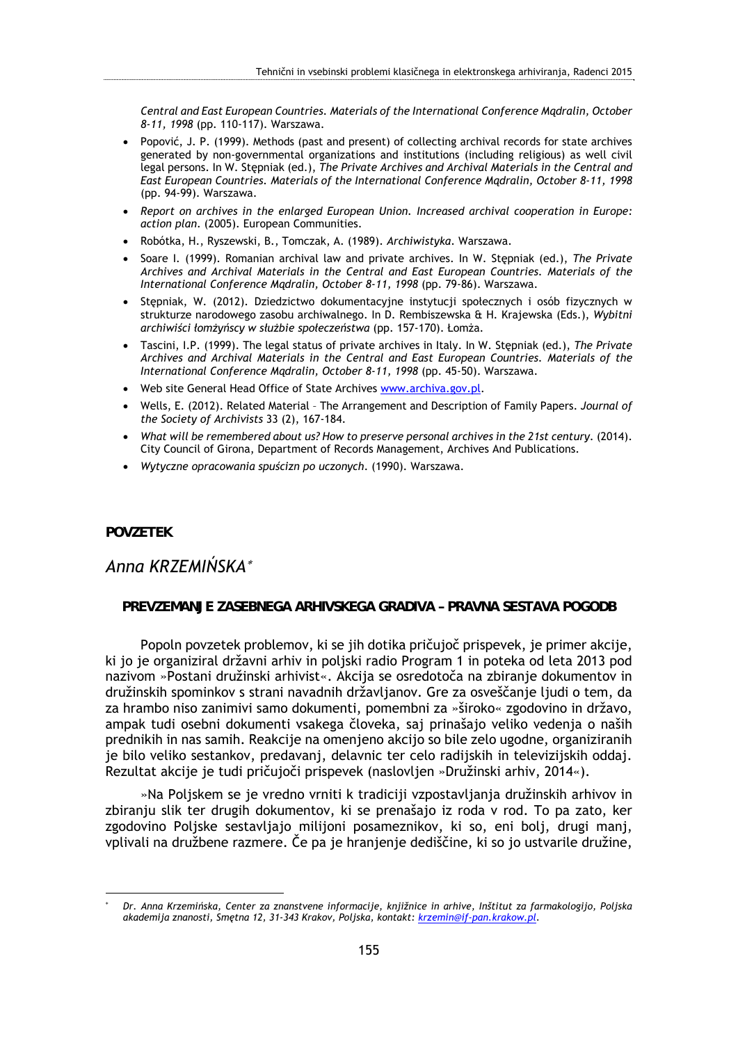*Central and East European Countries. Materials of the International Conference Mądralin, October 8-11, 1998* (pp. 110-117). Warszawa.

- Popović, J. P. (1999). Methods (past and present) of collecting archival records for state archives generated by non-governmental organizations and institutions (including religious) as well civil legal persons. In W. Stępniak (ed.), *The Private Archives and Archival Materials in the Central and East European Countries. Materials of the International Conference Mądralin, October 8-11, 1998* (pp. 94-99). Warszawa.
- *Report on archives in the enlarged European Union. Increased archival cooperation in Europe: action plan.* (2005). European Communities.
- Robótka, H., Ryszewski, B., Tomczak, A. (1989). *Archiwistyka*. Warszawa.
- Soare I. (1999). Romanian archival law and private archives. In W. Stępniak (ed.), *The Private Archives and Archival Materials in the Central and East European Countries. Materials of the International Conference Mądralin, October 8-11, 1998* (pp. 79-86). Warszawa.
- Stępniak, W. (2012). Dziedzictwo dokumentacyjne instytucji społecznych i osób fizycznych w strukturze narodowego zasobu archiwalnego. In D. Rembiszewska & H. Krajewska (Eds.), *Wybitni archiwiści łomżyńscy w służbie społeczeństwa* (pp. 157-170). Łomża.
- Tascini, I.P. (1999). The legal status of private archives in Italy. In W. Stępniak (ed.), *The Private Archives and Archival Materials in the Central and East European Countries. Materials of the International Conference Mądralin, October 8-11, 1998* (pp. 45-50). Warszawa.
- Web site General Head Office of State Archives www.archiva.gov.pl.
- Wells, E. (2012). Related Material – The Arrangement and Description of Family Papers. *Journal of the Society of Archivists* 33 (2), 167-184.
- *What will be remembered about us? How to preserve personal archives in the 21st century.* (2014). City Council of Girona, Department of Records Management, Archives And Publications.
- *Wytyczne opracowania spuścizn po uczonych*. (1990). Warszawa.

**POVZETEK**

## *Anna KRZEMIŃSKA*[*]

### PREVZEMANJE ZASEBNEGA ARHIVSKEGA GRADIVA – PRAVNA SESTAVA POGODB

Popoln povzetek problemov, ki se jih dotika pričujoč prispevek, je primer akcije, ki jo je organiziral državni arhiv in poljski radio Program 1 in poteka od leta 2013 pod nazivom »Postani družinski arhivist«. Akcija se osredotoča na zbiranje dokumentov in družinskih spominkov s strani navadnih državljanov. Gre za osveščanje ljudi o tem, da za hrambo niso zanimivi samo dokumenti, pomembni za »široko« zgodovino in državo, ampak tudi osebni dokumenti vsakega človeka, saj prinašajo veliko vedenja o naših prednikih in nas samih. Reakcije na omenjeno akcijo so bile zelo ugodne, organiziranih je bilo veliko sestankov, predavanj, delavnic ter celo radijskih in televizijskih oddaj. Rezultat akcije je tudi pričujoči prispevek (naslovljen »Družinski arhiv, 2014«).

»Na Poljskem se je vredno vrniti k tradiciji vzpostavljanja družinskih arhivov in zbiranju slik ter drugih dokumentov, ki se prenašajo iz roda v rod. To pa zato, ker zgodovino Poljske sestavljajo milijoni posameznikov, ki so, eni bolj, drugi manj, vplivali na družbene razmere. Če pa je hranjenje dediščine, ki so jo ustvarile družine,

[*] *Dr. Anna Krzemińska, Center za znanstvene informacije, knjižnice in arhive, Inštitut za farmakologijo, Poljska akademija znanosti, Smętna 12, 31-343 Krakov, Poljska, kontakt: krzemin@if-pan.krakow.pl.*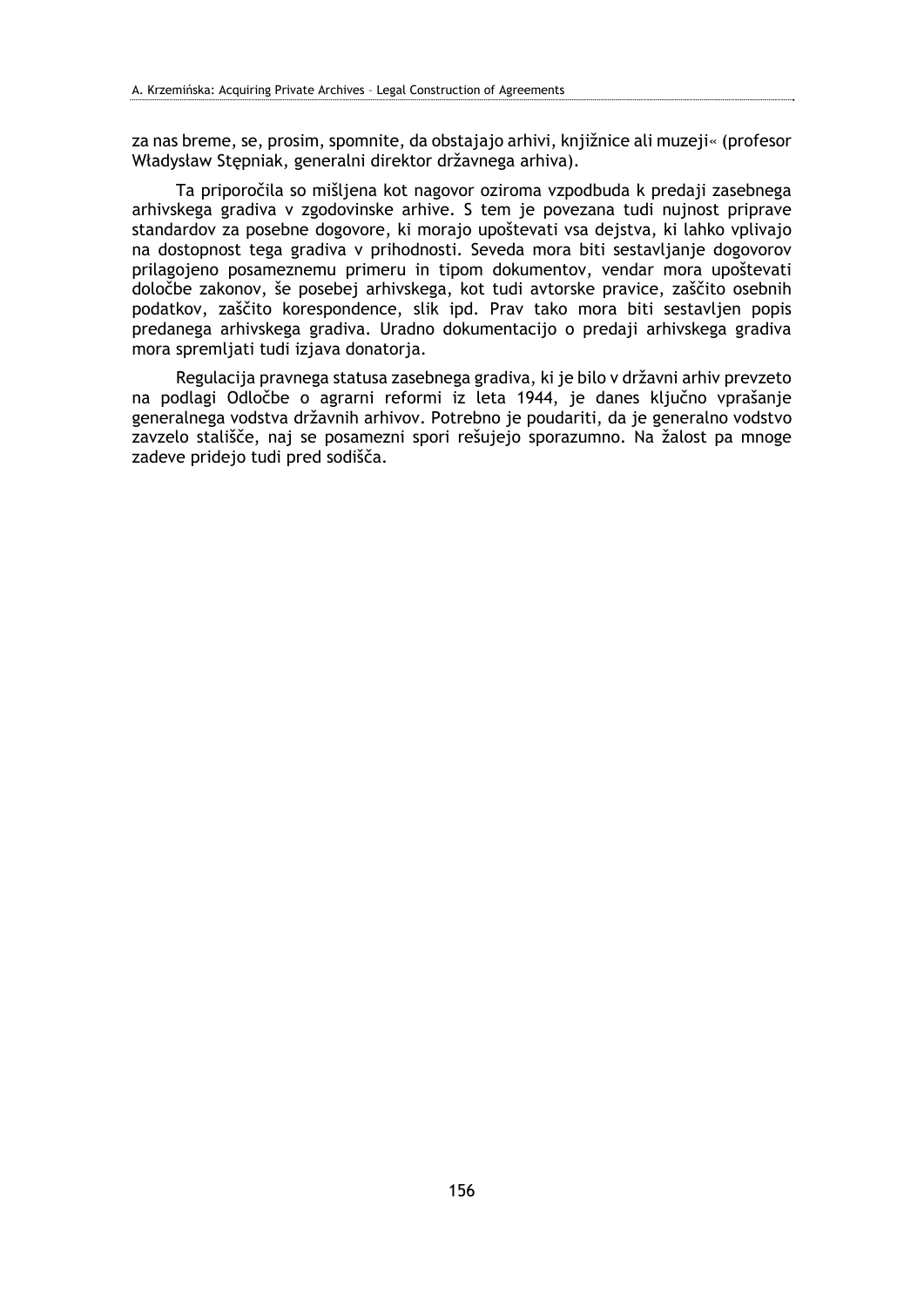za nas breme, se, prosim, spomnite, da obstajajo arhivi, knjižnice ali muzeji« (profesor Władysław Stępniak, generalni direktor državnega arhiva).

Ta priporočila so mišljena kot nagovor oziroma vzpodbuda k predaji zasebnega arhivskega gradiva v zgodovinske arhive. S tem je povezana tudi nujnost priprave standardov za posebne dogovore, ki morajo upoštevati vsa dejstva, ki lahko vplivajo na dostopnost tega gradiva v prihodnosti. Seveda mora biti sestavljanje dogovorov prilagojeno posameznemu primeru in tipom dokumentov, vendar mora upoštevati določbe zakonov, še posebej arhivskega, kot tudi avtorske pravice, zaščito osebnih podatkov, zaščito korespondence, slik ipd. Prav tako mora biti sestavljen popis predanega arhivskega gradiva. Uradno dokumentacijo o predaji arhivskega gradiva mora spremljati tudi izjava donatorja.

Regulacija pravnega statusa zasebnega gradiva, ki je bilo v državni arhiv prevzeto na podlagi Odločbe o agrarni reformi iz leta 1944, je danes ključno vprašanje generalnega vodstva državnih arhivov. Potrebno je poudariti, da je generalno vodstvo zavzelo stališče, naj se posamezni spori rešujejo sporazumno. Na žalost pa mnoge zadeve pridejo tudi pred sodišča.